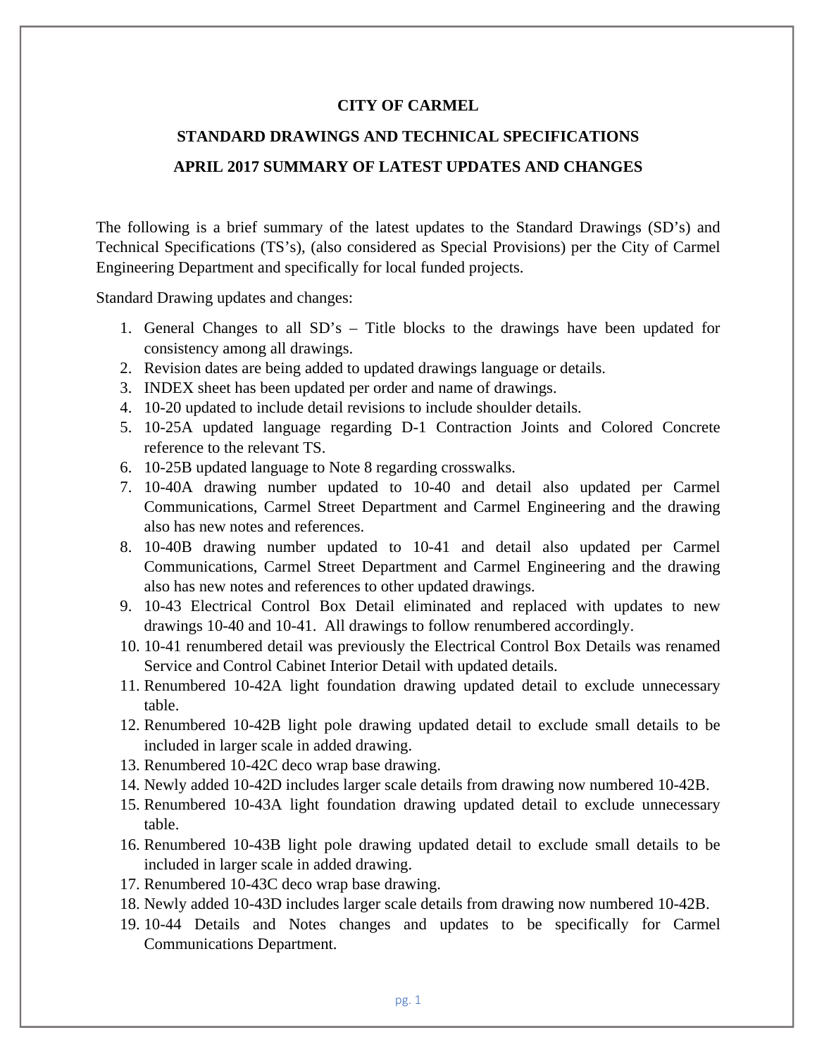**CITY OF CARMEL**

**STANDARD DRAWINGS AND TECHNICAL SPECIFICATIONS**

**APRIL 2017 SUMMARY OF LATEST UPDATES AND CHANGES**

The following is a brief summary of the latest updates to the Standard Drawings (SD's) and Technical Specifications (TS's), (also considered as Special Provisions) per the City of Carmel Engineering Department and specifically for local funded projects.

Standard Drawing updates and changes:

1. General Changes to all SD's – Title blocks to the drawings have been updated for consistency among all drawings.
2. Revision dates are being added to updated drawings language or details.
3. INDEX sheet has been updated per order and name of drawings.
4. 10-20 updated to include detail revisions to include shoulder details.
5. 10-25A updated language regarding D-1 Contraction Joints and Colored Concrete reference to the relevant TS.
6. 10-25B updated language to Note 8 regarding crosswalks.
7. 10-40A drawing number updated to 10-40 and detail also updated per Carmel Communications, Carmel Street Department and Carmel Engineering and the drawing also has new notes and references.
8. 10-40B drawing number updated to 10-41 and detail also updated per Carmel Communications, Carmel Street Department and Carmel Engineering and the drawing also has new notes and references to other updated drawings.
9. 10-43 Electrical Control Box Detail eliminated and replaced with updates to new drawings 10-40 and 10-41. All drawings to follow renumbered accordingly.
10. 10-41 renumbered detail was previously the Electrical Control Box Details was renamed Service and Control Cabinet Interior Detail with updated details.
11. Renumbered 10-42A light foundation drawing updated detail to exclude unnecessary table.
12. Renumbered 10-42B light pole drawing updated detail to exclude small details to be included in larger scale in added drawing.
13. Renumbered 10-42C deco wrap base drawing.
14. Newly added 10-42D includes larger scale details from drawing now numbered 10-42B.
15. Renumbered 10-43A light foundation drawing updated detail to exclude unnecessary table.
16. Renumbered 10-43B light pole drawing updated detail to exclude small details to be included in larger scale in added drawing.
17. Renumbered 10-43C deco wrap base drawing.
18. Newly added 10-43D includes larger scale details from drawing now numbered 10-42B.
19. 10-44 Details and Notes changes and updates to be specifically for Carmel Communications Department.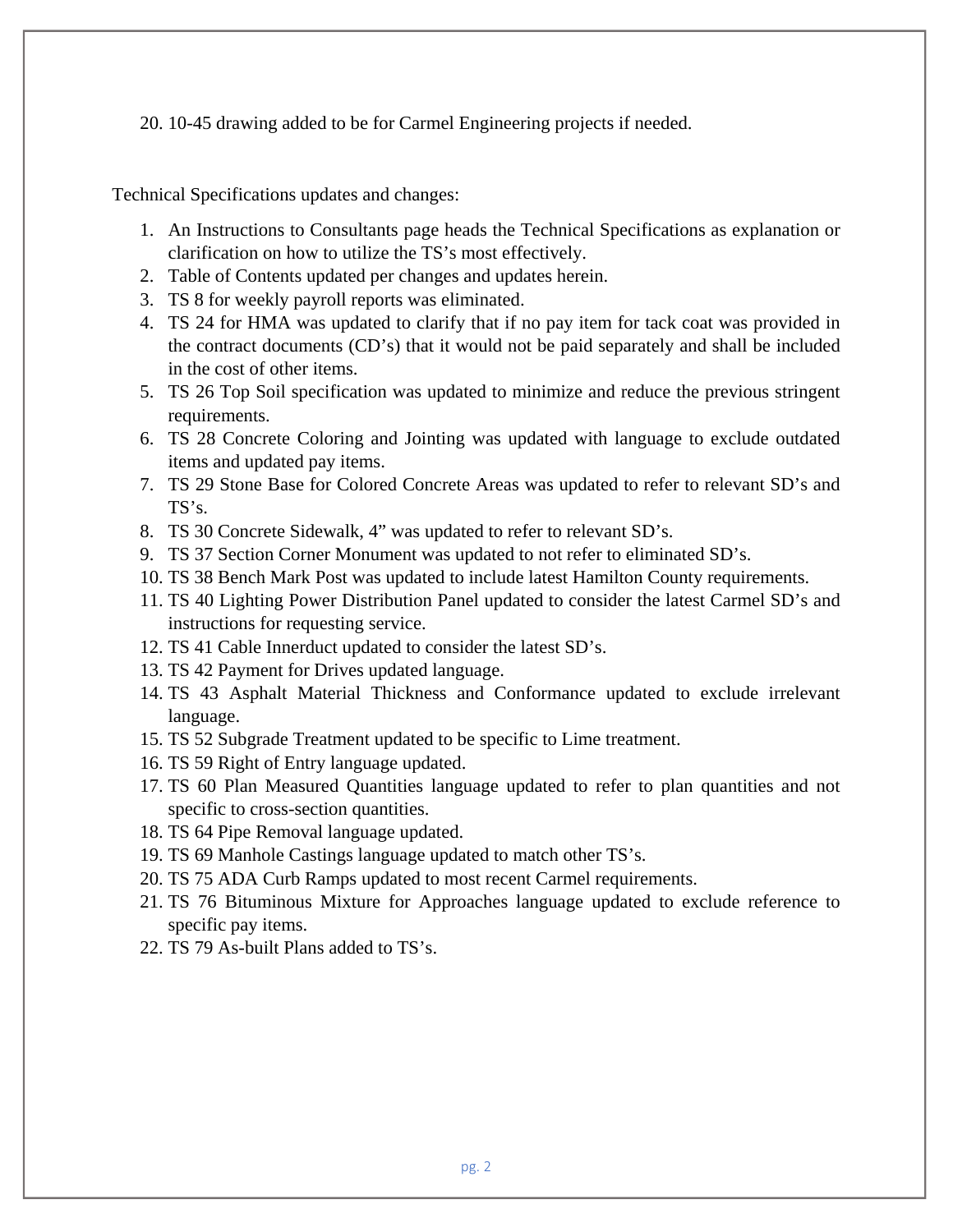20. 10-45 drawing added to be for Carmel Engineering projects if needed.

Technical Specifications updates and changes:

1. An Instructions to Consultants page heads the Technical Specifications as explanation or clarification on how to utilize the TS's most effectively.
2. Table of Contents updated per changes and updates herein.
3. TS 8 for weekly payroll reports was eliminated.
4. TS 24 for HMA was updated to clarify that if no pay item for tack coat was provided in the contract documents (CD's) that it would not be paid separately and shall be included in the cost of other items.
5. TS 26 Top Soil specification was updated to minimize and reduce the previous stringent requirements.
6. TS 28 Concrete Coloring and Jointing was updated with language to exclude outdated items and updated pay items.
7. TS 29 Stone Base for Colored Concrete Areas was updated to refer to relevant SD's and TS's.
8. TS 30 Concrete Sidewalk, 4" was updated to refer to relevant SD's.
9. TS 37 Section Corner Monument was updated to not refer to eliminated SD's.
10. TS 38 Bench Mark Post was updated to include latest Hamilton County requirements.
11. TS 40 Lighting Power Distribution Panel updated to consider the latest Carmel SD's and instructions for requesting service.
12. TS 41 Cable Innerduct updated to consider the latest SD's.
13. TS 42 Payment for Drives updated language.
14. TS 43 Asphalt Material Thickness and Conformance updated to exclude irrelevant language.
15. TS 52 Subgrade Treatment updated to be specific to Lime treatment.
16. TS 59 Right of Entry language updated.
17. TS 60 Plan Measured Quantities language updated to refer to plan quantities and not specific to cross-section quantities.
18. TS 64 Pipe Removal language updated.
19. TS 69 Manhole Castings language updated to match other TS's.
20. TS 75 ADA Curb Ramps updated to most recent Carmel requirements.
21. TS 76 Bituminous Mixture for Approaches language updated to exclude reference to specific pay items.
22. TS 79 As-built Plans added to TS's.